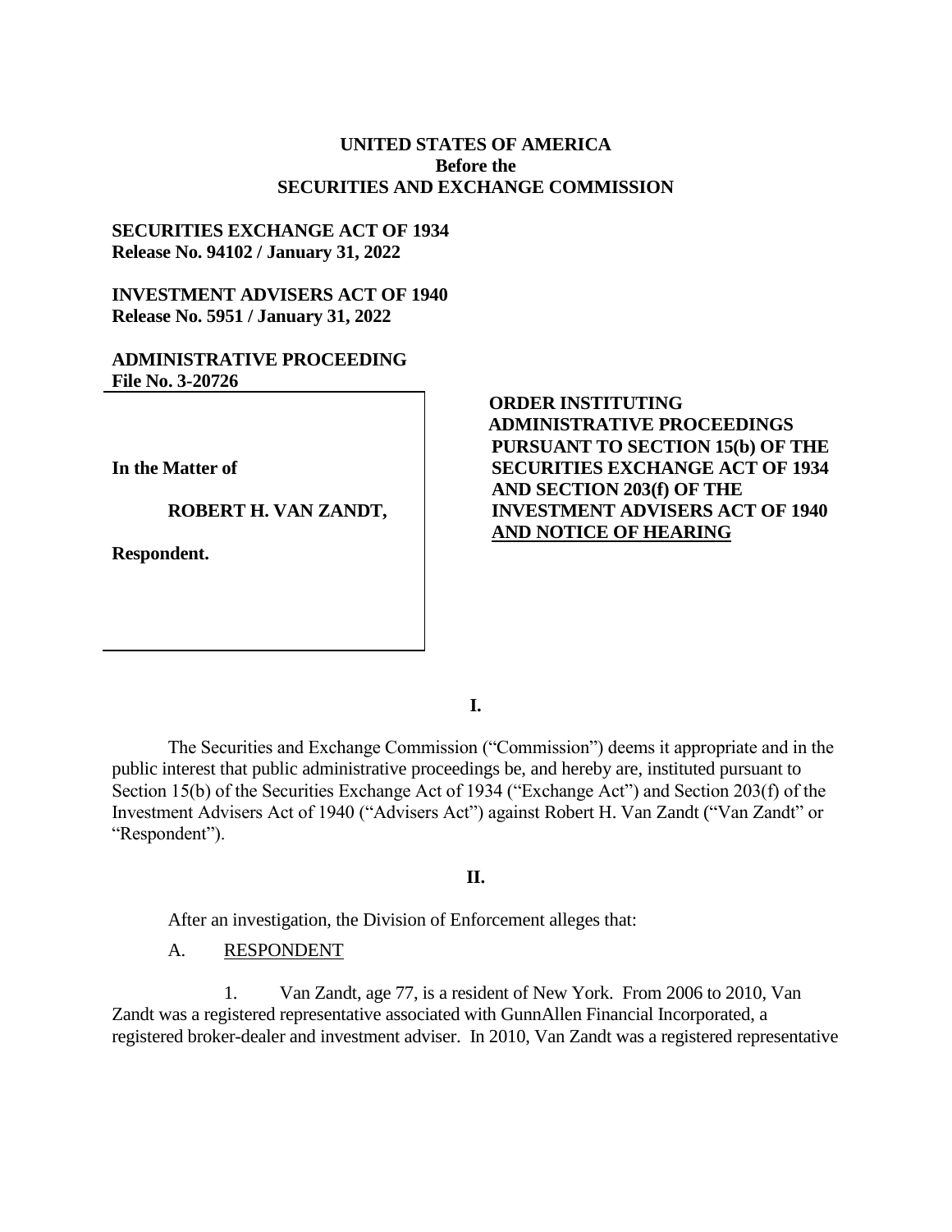**UNITED STATES OF AMERICA**
**Before the**
**SECURITIES AND EXCHANGE COMMISSION**

**SECURITIES EXCHANGE ACT OF 1934**
**Release No. 94102 / January 31, 2022**

**INVESTMENT ADVISERS ACT OF 1940**
**Release No. 5951 / January 31, 2022**

**ADMINISTRATIVE PROCEEDING**
**File No. 3-20726**

**In the Matter of**

**ROBERT H. VAN ZANDT,**

**Respondent.**

**ORDER INSTITUTING ADMINISTRATIVE PROCEEDINGS PURSUANT TO SECTION 15(b) OF THE SECURITIES EXCHANGE ACT OF 1934 AND SECTION 203(f) OF THE INVESTMENT ADVISERS ACT OF 1940 AND NOTICE OF HEARING**

**I.**

The Securities and Exchange Commission ("Commission") deems it appropriate and in the public interest that public administrative proceedings be, and hereby are, instituted pursuant to Section 15(b) of the Securities Exchange Act of 1934 ("Exchange Act") and Section 203(f) of the Investment Advisers Act of 1940 ("Advisers Act") against Robert H. Van Zandt ("Van Zandt" or "Respondent").

**II.**

After an investigation, the Division of Enforcement alleges that:

A. RESPONDENT

1. Van Zandt, age 77, is a resident of New York. From 2006 to 2010, Van Zandt was a registered representative associated with GunnAllen Financial Incorporated, a registered broker-dealer and investment adviser. In 2010, Van Zandt was a registered representative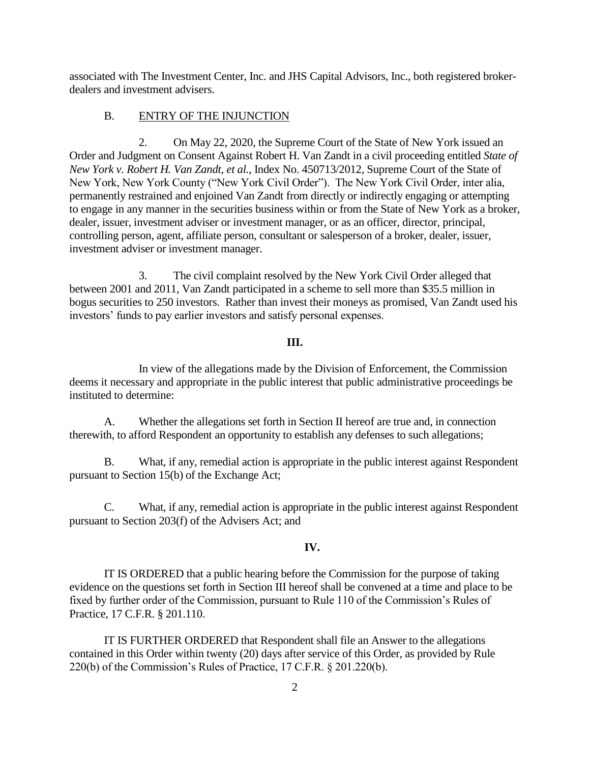associated with The Investment Center, Inc. and JHS Capital Advisors, Inc., both registered broker-dealers and investment advisers.

B. ENTRY OF THE INJUNCTION

2. On May 22, 2020, the Supreme Court of the State of New York issued an Order and Judgment on Consent Against Robert H. Van Zandt in a civil proceeding entitled *State of New York v. Robert H. Van Zandt, et al.*, Index No. 450713/2012, Supreme Court of the State of New York, New York County ("New York Civil Order"). The New York Civil Order, inter alia, permanently restrained and enjoined Van Zandt from directly or indirectly engaging or attempting to engage in any manner in the securities business within or from the State of New York as a broker, dealer, issuer, investment adviser or investment manager, or as an officer, director, principal, controlling person, agent, affiliate person, consultant or salesperson of a broker, dealer, issuer, investment adviser or investment manager.

3. The civil complaint resolved by the New York Civil Order alleged that between 2001 and 2011, Van Zandt participated in a scheme to sell more than $35.5 million in bogus securities to 250 investors. Rather than invest their moneys as promised, Van Zandt used his investors' funds to pay earlier investors and satisfy personal expenses.

**III.**

In view of the allegations made by the Division of Enforcement, the Commission deems it necessary and appropriate in the public interest that public administrative proceedings be instituted to determine:

A. Whether the allegations set forth in Section II hereof are true and, in connection therewith, to afford Respondent an opportunity to establish any defenses to such allegations;

B. What, if any, remedial action is appropriate in the public interest against Respondent pursuant to Section 15(b) of the Exchange Act;

C. What, if any, remedial action is appropriate in the public interest against Respondent pursuant to Section 203(f) of the Advisers Act; and

**IV.**

IT IS ORDERED that a public hearing before the Commission for the purpose of taking evidence on the questions set forth in Section III hereof shall be convened at a time and place to be fixed by further order of the Commission, pursuant to Rule 110 of the Commission's Rules of Practice, 17 C.F.R. § 201.110.

IT IS FURTHER ORDERED that Respondent shall file an Answer to the allegations contained in this Order within twenty (20) days after service of this Order, as provided by Rule 220(b) of the Commission's Rules of Practice, 17 C.F.R. § 201.220(b).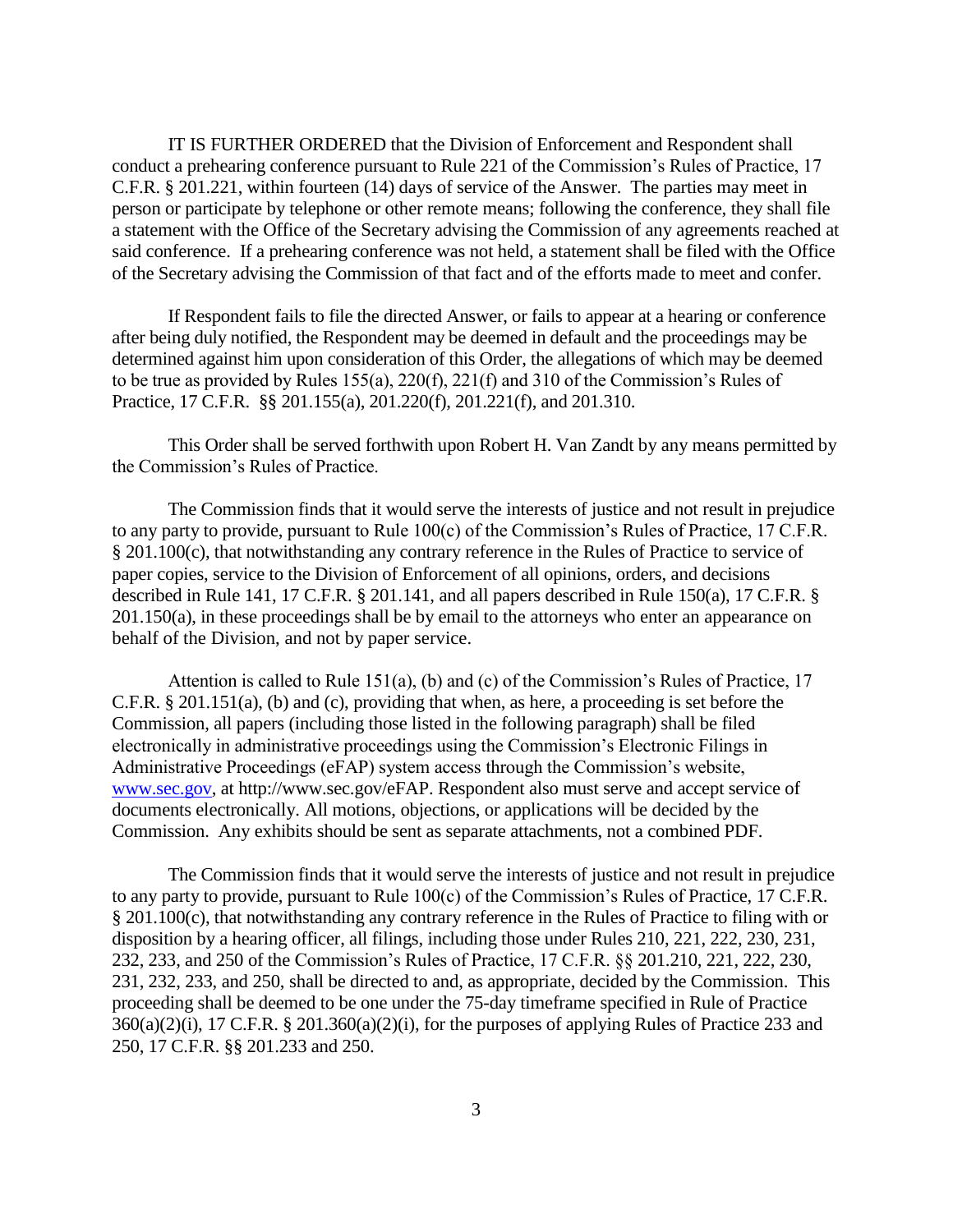IT IS FURTHER ORDERED that the Division of Enforcement and Respondent shall conduct a prehearing conference pursuant to Rule 221 of the Commission's Rules of Practice, 17 C.F.R. § 201.221, within fourteen (14) days of service of the Answer. The parties may meet in person or participate by telephone or other remote means; following the conference, they shall file a statement with the Office of the Secretary advising the Commission of any agreements reached at said conference. If a prehearing conference was not held, a statement shall be filed with the Office of the Secretary advising the Commission of that fact and of the efforts made to meet and confer.

If Respondent fails to file the directed Answer, or fails to appear at a hearing or conference after being duly notified, the Respondent may be deemed in default and the proceedings may be determined against him upon consideration of this Order, the allegations of which may be deemed to be true as provided by Rules 155(a), 220(f), 221(f) and 310 of the Commission's Rules of Practice, 17 C.F.R. §§ 201.155(a), 201.220(f), 201.221(f), and 201.310.

This Order shall be served forthwith upon Robert H. Van Zandt by any means permitted by the Commission's Rules of Practice.

The Commission finds that it would serve the interests of justice and not result in prejudice to any party to provide, pursuant to Rule 100(c) of the Commission's Rules of Practice, 17 C.F.R. § 201.100(c), that notwithstanding any contrary reference in the Rules of Practice to service of paper copies, service to the Division of Enforcement of all opinions, orders, and decisions described in Rule 141, 17 C.F.R. § 201.141, and all papers described in Rule 150(a), 17 C.F.R. § 201.150(a), in these proceedings shall be by email to the attorneys who enter an appearance on behalf of the Division, and not by paper service.

Attention is called to Rule 151(a), (b) and (c) of the Commission's Rules of Practice, 17 C.F.R. § 201.151(a), (b) and (c), providing that when, as here, a proceeding is set before the Commission, all papers (including those listed in the following paragraph) shall be filed electronically in administrative proceedings using the Commission's Electronic Filings in Administrative Proceedings (eFAP) system access through the Commission's website, www.sec.gov, at http://www.sec.gov/eFAP. Respondent also must serve and accept service of documents electronically. All motions, objections, or applications will be decided by the Commission. Any exhibits should be sent as separate attachments, not a combined PDF.

The Commission finds that it would serve the interests of justice and not result in prejudice to any party to provide, pursuant to Rule 100(c) of the Commission's Rules of Practice, 17 C.F.R. § 201.100(c), that notwithstanding any contrary reference in the Rules of Practice to filing with or disposition by a hearing officer, all filings, including those under Rules 210, 221, 222, 230, 231, 232, 233, and 250 of the Commission's Rules of Practice, 17 C.F.R. §§ 201.210, 221, 222, 230, 231, 232, 233, and 250, shall be directed to and, as appropriate, decided by the Commission. This proceeding shall be deemed to be one under the 75-day timeframe specified in Rule of Practice 360(a)(2)(i), 17 C.F.R. § 201.360(a)(2)(i), for the purposes of applying Rules of Practice 233 and 250, 17 C.F.R. §§ 201.233 and 250.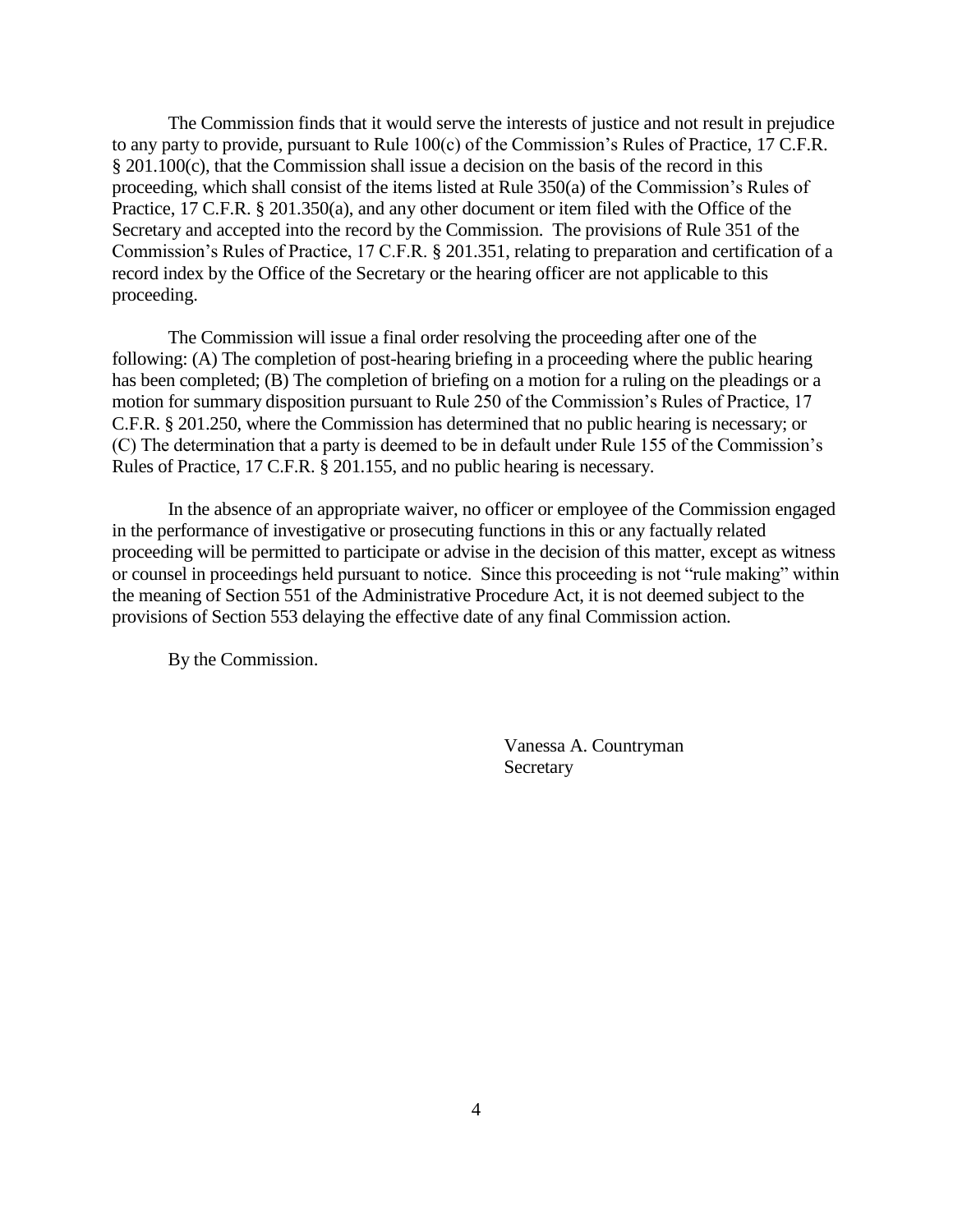The Commission finds that it would serve the interests of justice and not result in prejudice to any party to provide, pursuant to Rule 100(c) of the Commission's Rules of Practice, 17 C.F.R. § 201.100(c), that the Commission shall issue a decision on the basis of the record in this proceeding, which shall consist of the items listed at Rule 350(a) of the Commission's Rules of Practice, 17 C.F.R. § 201.350(a), and any other document or item filed with the Office of the Secretary and accepted into the record by the Commission. The provisions of Rule 351 of the Commission's Rules of Practice, 17 C.F.R. § 201.351, relating to preparation and certification of a record index by the Office of the Secretary or the hearing officer are not applicable to this proceeding.

The Commission will issue a final order resolving the proceeding after one of the following: (A) The completion of post-hearing briefing in a proceeding where the public hearing has been completed; (B) The completion of briefing on a motion for a ruling on the pleadings or a motion for summary disposition pursuant to Rule 250 of the Commission's Rules of Practice, 17 C.F.R. § 201.250, where the Commission has determined that no public hearing is necessary; or (C) The determination that a party is deemed to be in default under Rule 155 of the Commission's Rules of Practice, 17 C.F.R. § 201.155, and no public hearing is necessary.

In the absence of an appropriate waiver, no officer or employee of the Commission engaged in the performance of investigative or prosecuting functions in this or any factually related proceeding will be permitted to participate or advise in the decision of this matter, except as witness or counsel in proceedings held pursuant to notice. Since this proceeding is not "rule making" within the meaning of Section 551 of the Administrative Procedure Act, it is not deemed subject to the provisions of Section 553 delaying the effective date of any final Commission action.

By the Commission.

Vanessa A. Countryman
Secretary